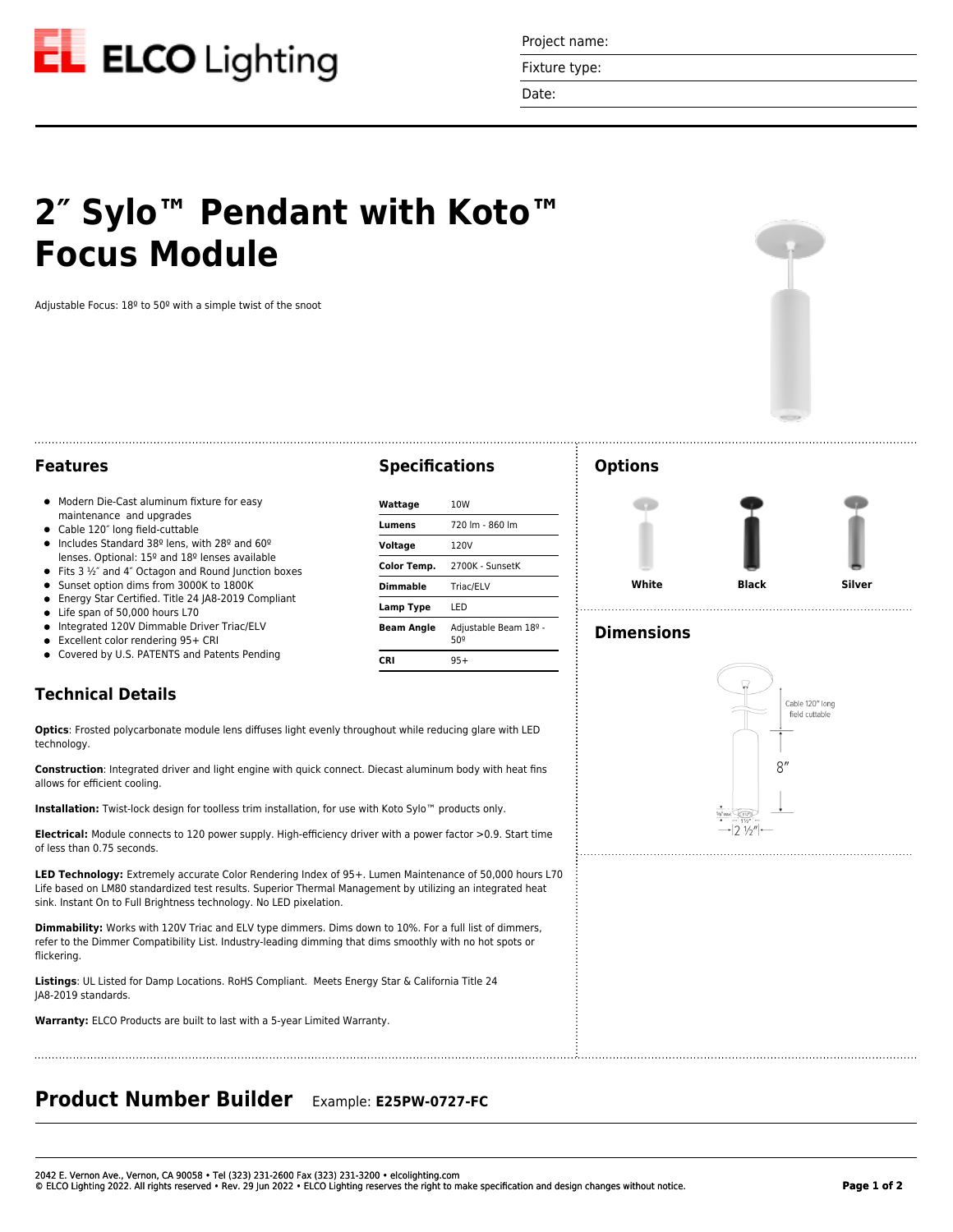ELCO Lighting

Project name:

Fixture type:

Date:

# 2″ Sylo™ Pendant with Koto™ Focus Module

Adjustable Focus: 18º to 50º with a simple twist of the snoot

## Features

- Modern Die-Cast aluminum fixture for easy maintenance and upgrades
- Cable 120″ long field-cuttable
- Includes Standard 38º lens, with 28º and 60º lenses. Optional: 15º and 18º lenses available
- Fits 3 ½″ and 4″ Octagon and Round Junction boxes
- Sunset option dims from 3000K to 1800K
- Energy Star Certified. Title 24 JA8-2019 Compliant
- Life span of 50,000 hours L70
- Integrated 120V Dimmable Driver Triac/ELV
- Excellent color rendering 95+ CRI
- Covered by U.S. PATENTS and Patents Pending

## Specifications

| | |
|---|---|
| **Wattage** | 10W |
| **Lumens** | 720 lm - 860 lm |
| **Voltage** | 120V |
| **Color Temp.** | 2700K - SunsetK |
| **Dimmable** | Triac/ELV |
| **Lamp Type** | LED |
| **Beam Angle** | Adjustable Beam 18º - 50º |
| **CRI** | 95+ |

## Options

White | Black | Silver

## Dimensions

Cable 120″ long field cuttable

8″

2 ½″

## Technical Details

**Optics**: Frosted polycarbonate module lens diffuses light evenly throughout while reducing glare with LED technology.

**Construction**: Integrated driver and light engine with quick connect. Diecast aluminum body with heat fins allows for efficient cooling.

**Installation:** Twist-lock design for toolless trim installation, for use with Koto Sylo™ products only.

**Electrical:** Module connects to 120 power supply. High-efficiency driver with a power factor >0.9. Start time of less than 0.75 seconds.

**LED Technology:** Extremely accurate Color Rendering Index of 95+. Lumen Maintenance of 50,000 hours L70 Life based on LM80 standardized test results. Superior Thermal Management by utilizing an integrated heat sink. Instant On to Full Brightness technology. No LED pixelation.

**Dimmability:** Works with 120V Triac and ELV type dimmers. Dims down to 10%. For a full list of dimmers, refer to the Dimmer Compatibility List. Industry-leading dimming that dims smoothly with no hot spots or flickering.

**Listings**: UL Listed for Damp Locations. RoHS Compliant. Meets Energy Star & California Title 24 JA8-2019 standards.

**Warranty:** ELCO Products are built to last with a 5-year Limited Warranty.

## Product Number Builder

Example: **E25PW-0727-FC**

2042 E. Vernon Ave., Vernon, CA 90058 • Tel (323) 231-2600 Fax (323) 231-3200 • elcolighting.com
© ELCO Lighting 2022. All rights reserved • Rev. 29 Jun 2022 • ELCO Lighting reserves the right to make specification and design changes without notice.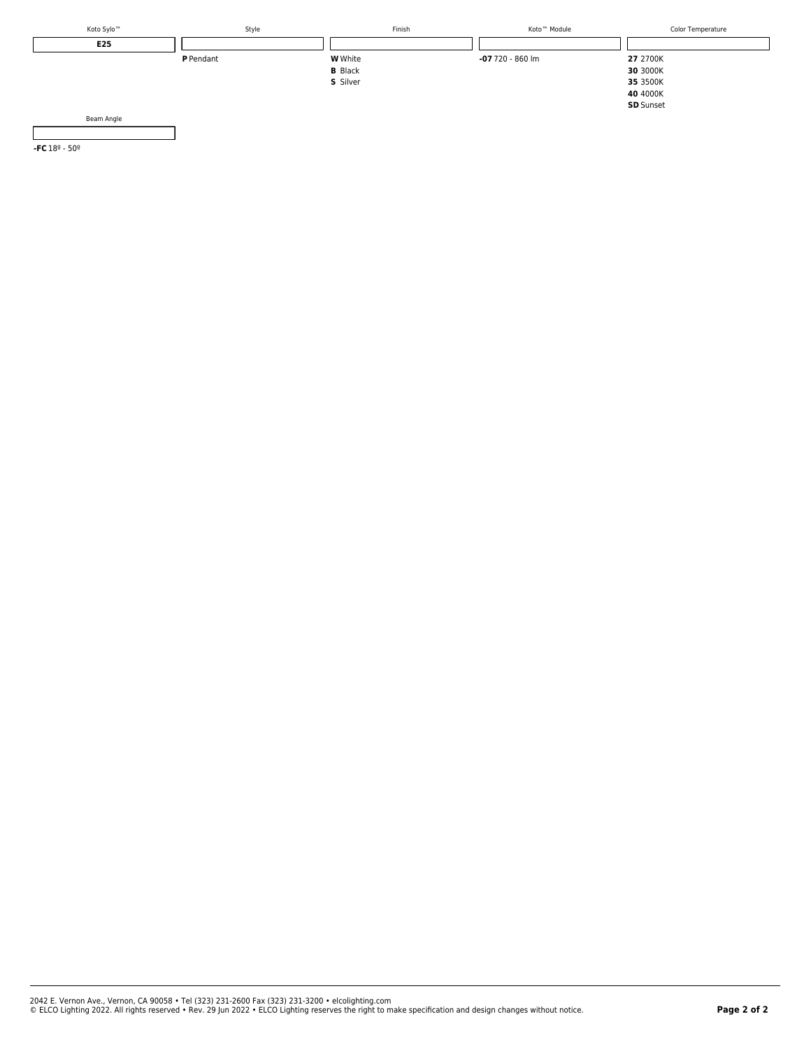| Koto Sylo™ | Style | Finish | Koto™ Module | Color Temperature |
|---|---|---|---|---|
| **E25** | | | | |
| | **P** Pendant | **W** White | **-07** 720 - 860 lm | **27** 2700K |
| | | **B** Black | | **30** 3000K |
| | | **S** Silver | | **35** 3500K |
| | | | | **40** 4000K |
| | | | | **SD** Sunset |

| Beam Angle |
|---|
| |
| **-FC** 18º - 50º |

2042 E. Vernon Ave., Vernon, CA 90058 • Tel (323) 231-2600 Fax (323) 231-3200 • elcolighting.com
© ELCO Lighting 2022. All rights reserved • Rev. 29 Jun 2022 • ELCO Lighting reserves the right to make specification and design changes without notice.